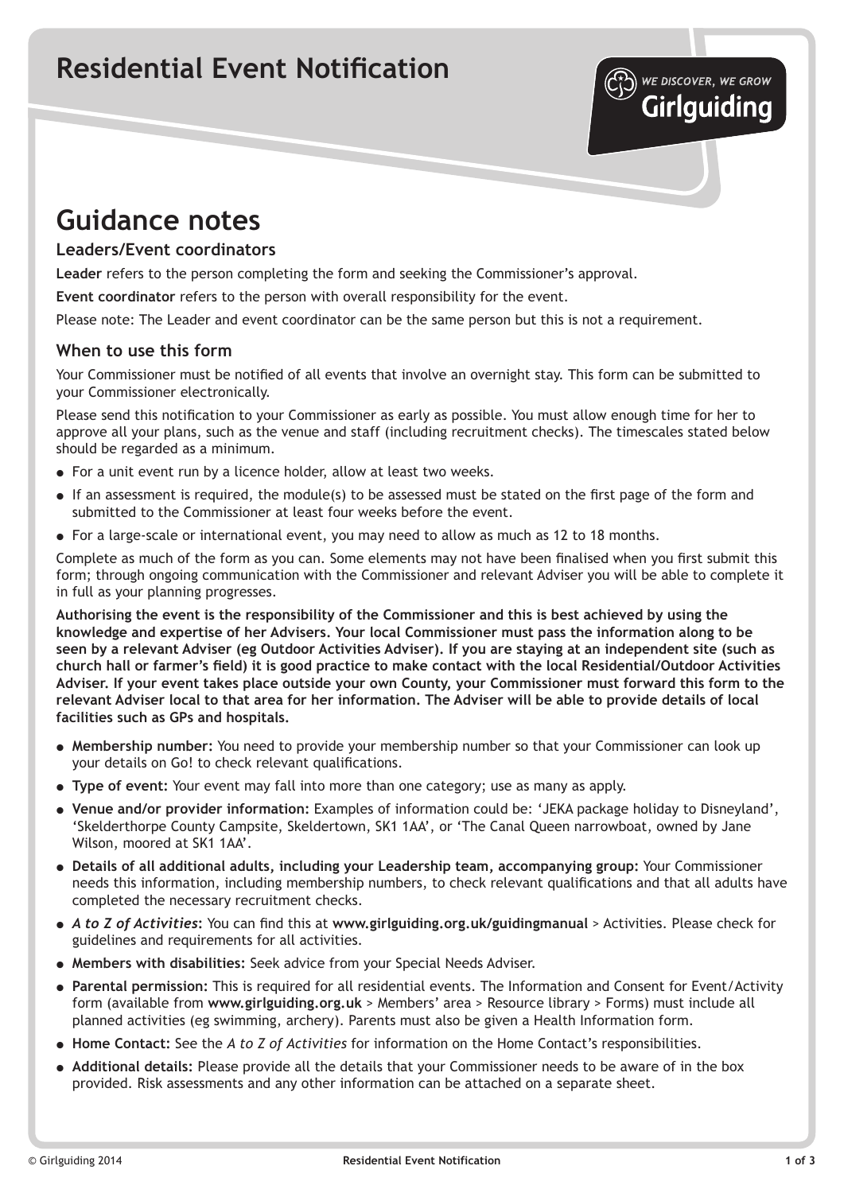# Residential Event Notification

WE DISCOVER, WE GROW
Girlguiding

## Guidance notes

### Leaders/Event coordinators

**Leader** refers to the person completing the form and seeking the Commissioner's approval.

**Event coordinator** refers to the person with overall responsibility for the event.

Please note: The Leader and event coordinator can be the same person but this is not a requirement.

### When to use this form

Your Commissioner must be notified of all events that involve an overnight stay. This form can be submitted to your Commissioner electronically.

Please send this notification to your Commissioner as early as possible. You must allow enough time for her to approve all your plans, such as the venue and staff (including recruitment checks). The timescales stated below should be regarded as a minimum.

- For a unit event run by a licence holder, allow at least two weeks.
- If an assessment is required, the module(s) to be assessed must be stated on the first page of the form and submitted to the Commissioner at least four weeks before the event.
- For a large-scale or international event, you may need to allow as much as 12 to 18 months.

Complete as much of the form as you can. Some elements may not have been finalised when you first submit this form; through ongoing communication with the Commissioner and relevant Adviser you will be able to complete it in full as your planning progresses.

**Authorising the event is the responsibility of the Commissioner and this is best achieved by using the knowledge and expertise of her Advisers. Your local Commissioner must pass the information along to be seen by a relevant Adviser (eg Outdoor Activities Adviser). If you are staying at an independent site (such as church hall or farmer's field) it is good practice to make contact with the local Residential/Outdoor Activities Adviser. If your event takes place outside your own County, your Commissioner must forward this form to the relevant Adviser local to that area for her information. The Adviser will be able to provide details of local facilities such as GPs and hospitals.**

- **Membership number:** You need to provide your membership number so that your Commissioner can look up your details on Go! to check relevant qualifications.
- **Type of event:** Your event may fall into more than one category; use as many as apply.
- **Venue and/or provider information:** Examples of information could be: 'JEKA package holiday to Disneyland', 'Skelderthorpe County Campsite, Skeldertown, SK1 1AA', or 'The Canal Queen narrowboat, owned by Jane Wilson, moored at SK1 1AA'.
- **Details of all additional adults, including your Leadership team, accompanying group:** Your Commissioner needs this information, including membership numbers, to check relevant qualifications and that all adults have completed the necessary recruitment checks.
- ***A to Z of Activities*:** You can find this at **www.girlguiding.org.uk/guidingmanual** > Activities. Please check for guidelines and requirements for all activities.
- **Members with disabilities:** Seek advice from your Special Needs Adviser.
- **Parental permission:** This is required for all residential events. The Information and Consent for Event/Activity form (available from **www.girlguiding.org.uk** > Members' area > Resource library > Forms) must include all planned activities (eg swimming, archery). Parents must also be given a Health Information form.
- **Home Contact:** See the *A to Z of Activities* for information on the Home Contact's responsibilities.
- **Additional details:** Please provide all the details that your Commissioner needs to be aware of in the box provided. Risk assessments and any other information can be attached on a separate sheet.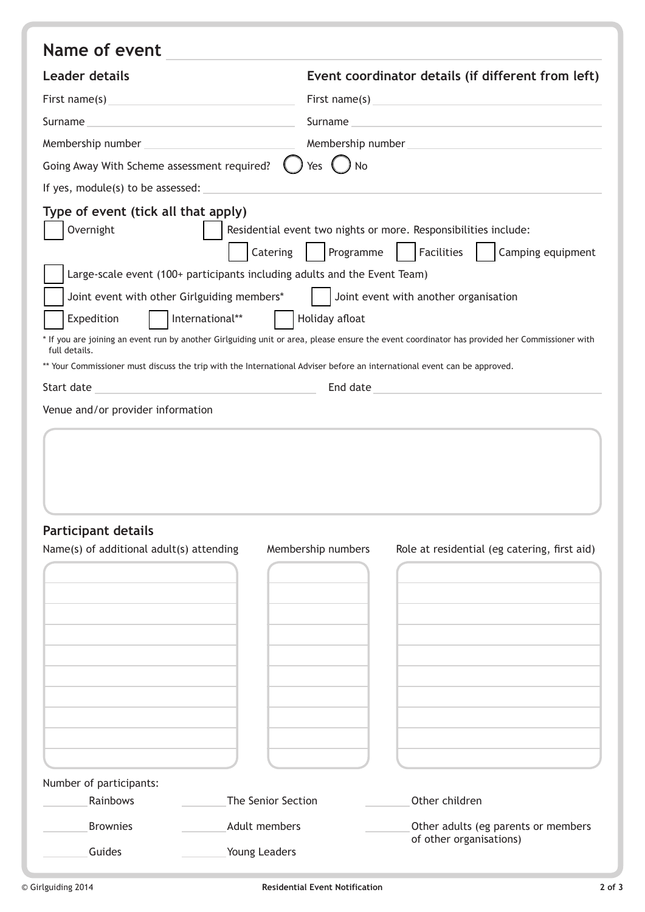## Name of event \_\_\_\_\_\_\_\_\_\_\_\_\_\_\_\_\_\_\_\_

### Leader details

First name(s) \_\_\_\_\_\_\_\_\_\_\_\_\_\_\_\_\_\_\_\_

Surname \_\_\_\_\_\_\_\_\_\_\_\_\_\_\_\_\_\_\_\_

Membership number \_\_\_\_\_\_\_\_\_\_\_\_\_\_\_\_\_\_\_\_

### Event coordinator details (if different from left)

First name(s) \_\_\_\_\_\_\_\_\_\_\_\_\_\_\_\_\_\_\_\_

Surname \_\_\_\_\_\_\_\_\_\_\_\_\_\_\_\_\_\_\_\_

Membership number \_\_\_\_\_\_\_\_\_\_\_\_\_\_\_\_\_\_\_\_

Going Away With Scheme assessment required? ◯ Yes ◯ No

If yes, module(s) to be assessed: \_\_\_\_\_\_\_\_\_\_\_\_\_\_\_\_\_\_\_\_

### Type of event (tick all that apply)

- ☐ Overnight
- ☐ Residential event two nights or more. Responsibilities include: ☐ Catering ☐ Programme ☐ Facilities ☐ Camping equipment
- ☐ Large-scale event (100+ participants including adults and the Event Team)
- ☐ Joint event with other Girlguiding members*
- ☐ Joint event with another organisation
- ☐ Expedition
- ☐ International**
- ☐ Holiday afloat

\* If you are joining an event run by another Girlguiding unit or area, please ensure the event coordinator has provided her Commissioner with full details.

\*\* Your Commissioner must discuss the trip with the International Adviser before an international event can be approved.

Start date \_\_\_\_\_\_\_\_\_\_\_\_\_\_\_\_\_\_\_\_ End date \_\_\_\_\_\_\_\_\_\_\_\_\_\_\_\_\_\_\_\_

Venue and/or provider information

|  |
|---|
|  |

### Participant details

| Name(s) of additional adult(s) attending | Membership numbers | Role at residential (eg catering, first aid) |
|---|---|---|
|  |  |  |
|  |  |  |
|  |  |  |
|  |  |  |
|  |  |  |
|  |  |  |
|  |  |  |
|  |  |  |
|  |  |  |
|  |  |  |

Number of participants:

- \_\_\_\_\_ Rainbows
- \_\_\_\_\_ Brownies
- \_\_\_\_\_ Guides
- \_\_\_\_\_ The Senior Section
- \_\_\_\_\_ Adult members
- \_\_\_\_\_ Young Leaders
- \_\_\_\_\_ Other children
- \_\_\_\_\_ Other adults (eg parents or members of other organisations)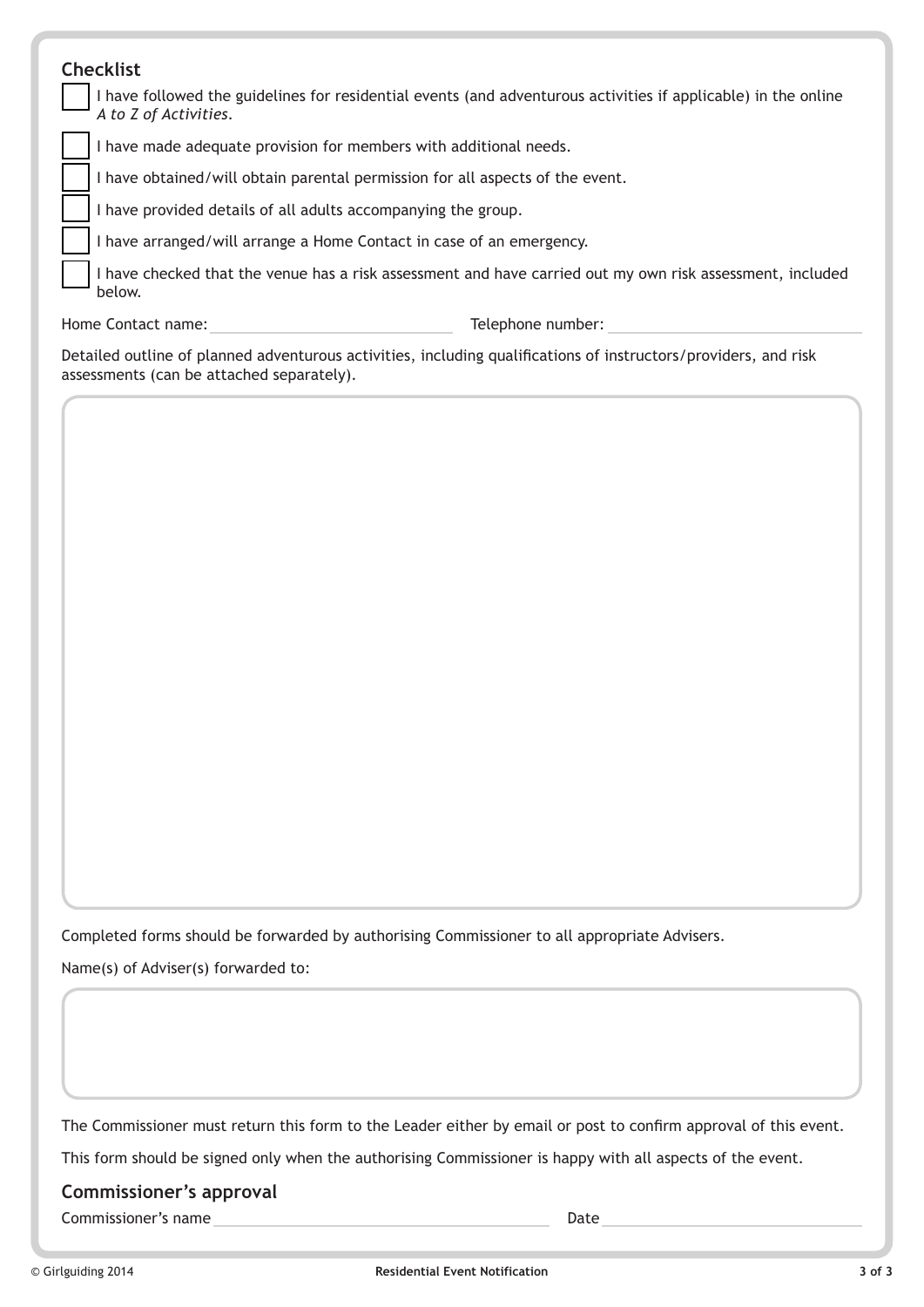## Checklist

- [ ] I have followed the guidelines for residential events (and adventurous activities if applicable) in the online *A to Z of Activities*.
- [ ] I have made adequate provision for members with additional needs.
- [ ] I have obtained/will obtain parental permission for all aspects of the event.
- [ ] I have provided details of all adults accompanying the group.
- [ ] I have arranged/will arrange a Home Contact in case of an emergency.
- [ ] I have checked that the venue has a risk assessment and have carried out my own risk assessment, included below.

Home Contact name: ____________________ Telephone number: ____________________

Detailed outline of planned adventurous activities, including qualifications of instructors/providers, and risk assessments (can be attached separately).

Completed forms should be forwarded by authorising Commissioner to all appropriate Advisers.

Name(s) of Adviser(s) forwarded to:

The Commissioner must return this form to the Leader either by email or post to confirm approval of this event.

This form should be signed only when the authorising Commissioner is happy with all aspects of the event.

## Commissioner's approval

Commissioner's name ____________________ Date ____________________

© Girlguiding 2014